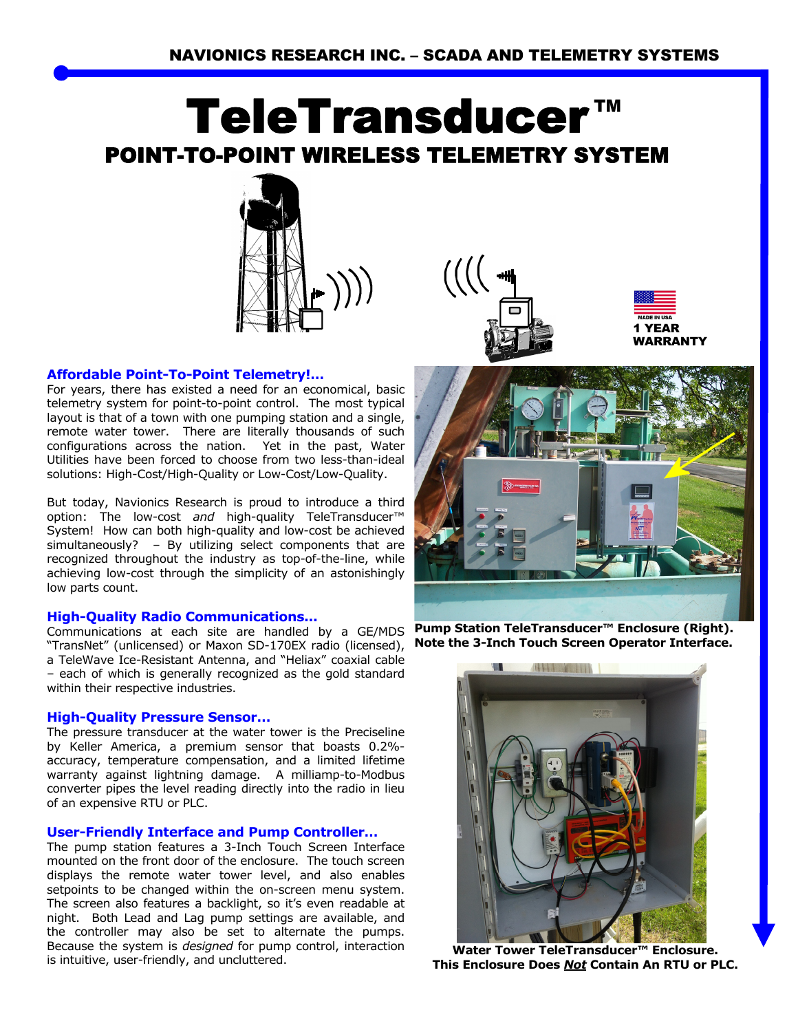NAVIONICS RESEARCH INC. – SCADA AND TELEMETRY SYSTEMS

# TeleTransducer™

## POINT-TO-POINT WIRELESS TELEMETRY SYSTEM

MADE IN USA
**1 YEAR WARRANTY**

### Affordable Point-To-Point Telemetry!...

For years, there has existed a need for an economical, basic telemetry system for point-to-point control. The most typical layout is that of a town with one pumping station and a single, remote water tower. There are literally thousands of such configurations across the nation. Yet in the past, Water Utilities have been forced to choose from two less-than-ideal solutions: High-Cost/High-Quality or Low-Cost/Low-Quality.

But today, Navionics Research is proud to introduce a third option: The low-cost *and* high-quality TeleTransducer™ System! How can both high-quality and low-cost be achieved simultaneously? – By utilizing select components that are recognized throughout the industry as top-of-the-line, while achieving low-cost through the simplicity of an astonishingly low parts count.

### High-Quality Radio Communications...

Communications at each site are handled by a GE/MDS "TransNet" (unlicensed) or Maxon SD-170EX radio (licensed), a TeleWave Ice-Resistant Antenna, and "Heliax" coaxial cable – each of which is generally recognized as the gold standard within their respective industries.

### High-Quality Pressure Sensor...

The pressure transducer at the water tower is the Preciseline by Keller America, a premium sensor that boasts 0.2%-accuracy, temperature compensation, and a limited lifetime warranty against lightning damage. A milliamp-to-Modbus converter pipes the level reading directly into the radio in lieu of an expensive RTU or PLC.

### User-Friendly Interface and Pump Controller...

The pump station features a 3-Inch Touch Screen Interface mounted on the front door of the enclosure. The touch screen displays the remote water tower level, and also enables setpoints to be changed within the on-screen menu system. The screen also features a backlight, so it's even readable at night. Both Lead and Lag pump settings are available, and the controller may also be set to alternate the pumps. Because the system is *designed* for pump control, interaction is intuitive, user-friendly, and uncluttered.

**Pump Station TeleTransducer™ Enclosure (Right). Note the 3-Inch Touch Screen Operator Interface.**

**Water Tower TeleTransducer™ Enclosure. This Enclosure Does *Not* Contain An RTU or PLC.**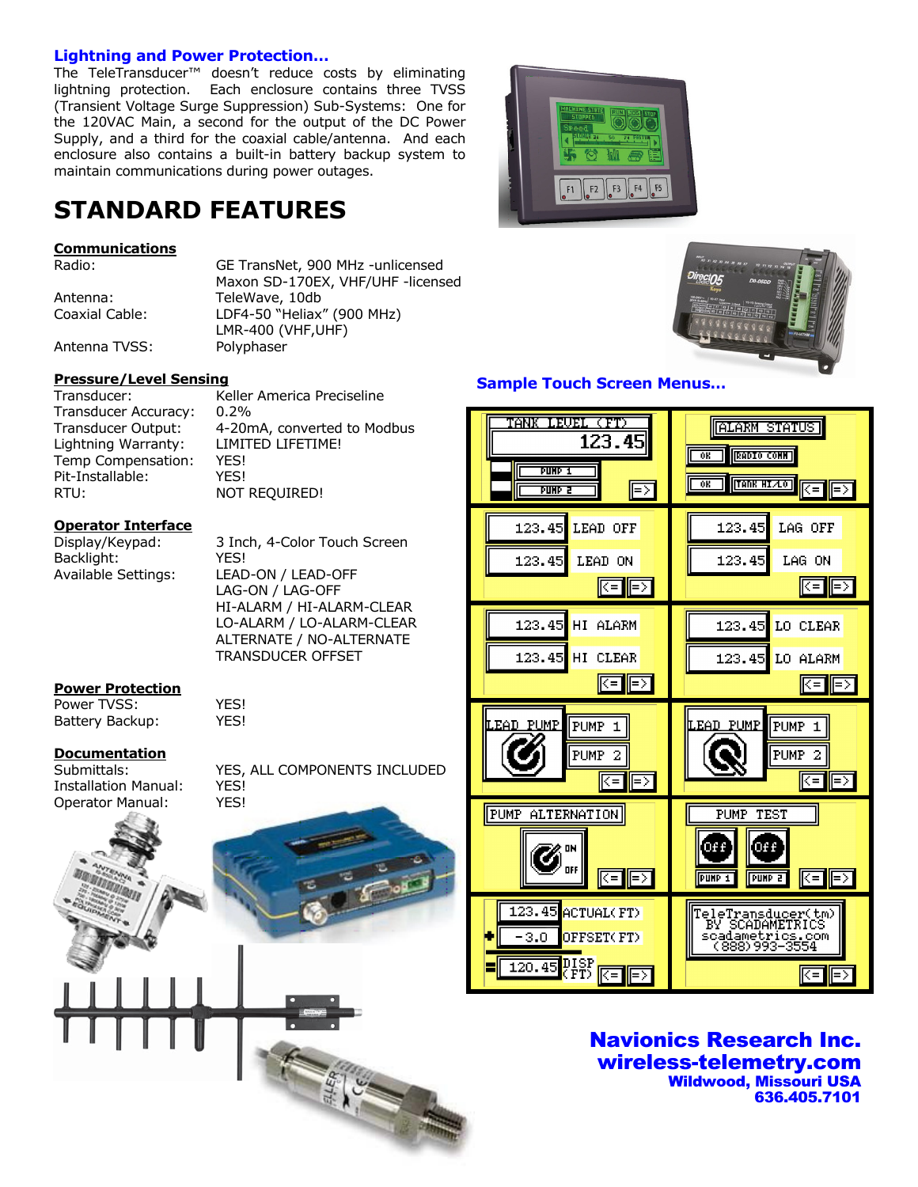### Lightning and Power Protection...

The TeleTransducer™ doesn't reduce costs by eliminating lightning protection. Each enclosure contains three TVSS (Transient Voltage Surge Suppression) Sub-Systems: One for the 120VAC Main, a second for the output of the DC Power Supply, and a third for the coaxial cable/antenna. And each enclosure also contains a built-in battery backup system to maintain communications during power outages.

# STANDARD FEATURES

**Communications**

| | |
|---|---|
| Radio: | GE TransNet, 900 MHz -unlicensed<br>Maxon SD-170EX, VHF/UHF -licensed |
| Antenna: | TeleWave, 10db |
| Coaxial Cable: | LDF4-50 "Heliax" (900 MHz)<br>LMR-400 (VHF,UHF) |
| Antenna TVSS: | Polyphaser |

**Pressure/Level Sensing**

| | |
|---|---|
| Transducer: | Keller America Preciseline |
| Transducer Accuracy: | 0.2% |
| Transducer Output: | 4-20mA, converted to Modbus |
| Lightning Warranty: | LIMITED LIFETIME! |
| Temp Compensation: | YES! |
| Pit-Installable: | YES! |
| RTU: | NOT REQUIRED! |

**Operator Interface**

| | |
|---|---|
| Display/Keypad: | 3 Inch, 4-Color Touch Screen |
| Backlight: | YES! |
| Available Settings: | LEAD-ON / LEAD-OFF<br>LAG-ON / LAG-OFF<br>HI-ALARM / HI-ALARM-CLEAR<br>LO-ALARM / LO-ALARM-CLEAR<br>ALTERNATE / NO-ALTERNATE<br>TRANSDUCER OFFSET |

**Power Protection**

| | |
|---|---|
| Power TVSS: | YES! |
| Battery Backup: | YES! |

**Documentation**

| | |
|---|---|
| Submittals: | YES, ALL COMPONENTS INCLUDED |
| Installation Manual: | YES! |
| Operator Manual: | YES! |

### Sample Touch Screen Menus...

**Navionics Research Inc.**
**wireless-telemetry.com**
**Wildwood, Missouri USA**
**636.405.7101**